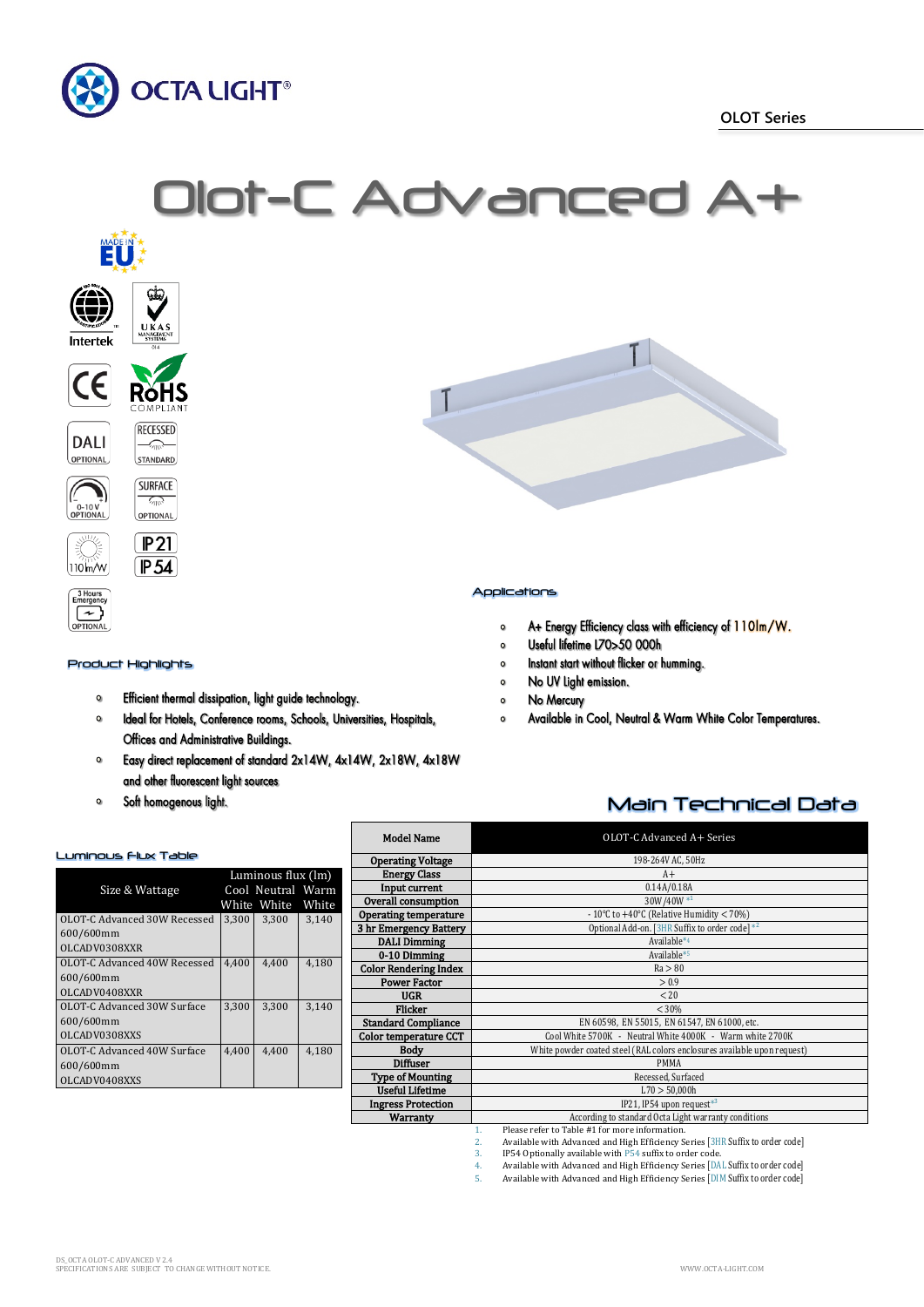OLOT Series

# Olot-C Advanced A+

MADE IN EU

Intertek

UKAS MANAGEMENT SYSTEMS

CE

RoHS COMPLIANT

DALI OPTIONAL

RECESSED STANDARD

0-10 V OPTIONAL

SURFACE OPTIONAL

110lm/W

IP21

IP54

3 Hours Emergency OPTIONAL

## Applications

- A+ Energy Efficiency class with efficiency of 110lm/W.
- Useful lifetime L70>50 000h
- Instant start without flicker or humming.
- No UV light emission.
- No Mercury
- Available in Cool, Neutral & Warm White Color Temperatures.

## Product Highlights

- Efficient thermal dissipation, light guide technology.
- Ideal for Hotels, Conference rooms, Schools, Universities, Hospitals, Offices and Administrative Buildings.
- Easy direct replacement of standard 2x14W, 4x14W, 2x18W, 4x18W and other fluorescent light sources
- Soft homogenous light.

## Luminous Flux Table

| Size & Wattage | Luminous flux (lm) Cool White | Neutral White | Warm White |
|---|---|---|---|
| OLOT-C Advanced 30W Recessed 600/600mm OLCADV0308XXR | 3,300 | 3,300 | 3,140 |
| OLOT-C Advanced 40W Recessed 600/600mm OLCADV0408XXR | 4,400 | 4,400 | 4,180 |
| OLOT-C Advanced 30W Surface 600/600mm OLCADV0308XXS | 3,300 | 3,300 | 3,140 |
| OLOT-C Advanced 40W Surface 600/600mm OLCADV0408XXS | 4,400 | 4,400 | 4,180 |

## Main Technical Data

| Model Name | OLOT-C Advanced A+ Series |
|---|---|
| Operating Voltage | 198-264V AC, 50Hz |
| Energy Class | A+ |
| Input current | 0.14A/0.18A |
| Overall consumption | 30W/40W [1] |
| Operating temperature | - 10°C to +40°C (Relative Humidity < 70%) |
| 3 hr Emergency Battery | Optional Add-on. [3HR Suffix to order code] [2] |
| DALI Dimming | Available [4] |
| 0-10 Dimming | Available [5] |
| Color Rendering Index | Ra > 80 |
| Power Factor | > 0.9 |
| UGR | < 20 |
| Flicker | < 30% |
| Standard Compliance | EN 60598, EN 55015, EN 61547, EN 61000, etc. |
| Color temperature CCT | Cool White 5700K - Neutral White 4000K - Warm white 2700K |
| Body | White powder coated steel (RAL colors enclosures available upon request) |
| Diffuser | PMMA |
| Type of Mounting | Recessed, Surfaced |
| Useful Lifetime | L70 > 50,000h |
| Ingress Protection | IP21, IP54 upon request [3] |
| Warranty | According to standard Octa Light warranty conditions |

1. Please refer to Table #1 for more information.
2. Available with Advanced and High Efficiency Series [3HR Suffix to order code]
3. IP54 Optionally available with P54 suffix to order code.
4. Available with Advanced and High Efficiency Series [DAL Suffix to order code]
5. Available with Advanced and High Efficiency Series [DIM Suffix to order code]

DS_OCTA OLOT-C ADVANCED V 2.4
SPECIFICATIONS ARE SUBJECT TO CHANGE WITHOUT NOTICE.

WWW.OCTA-LIGHT.COM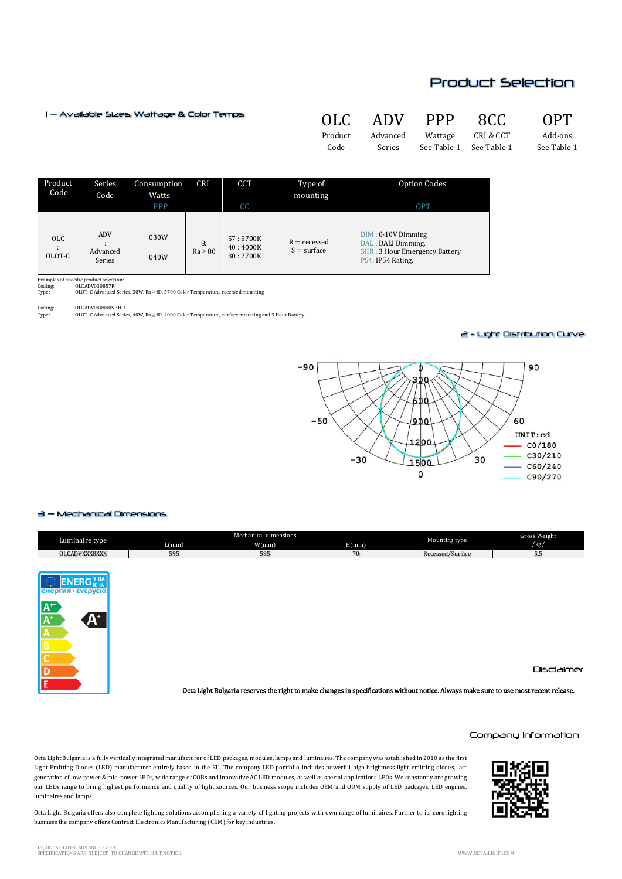## Product Selection

### 1 – Available Sizes, Wattage & Color Temps

| OLC | ADV | PPP | 8CC | OPT |
|---|---|---|---|---|
| Product Code | Advanced Series | Wattage See Table 1 | CRI & CCT See Table 1 | Add-ons See Table 1 |

| Product Code | Series Code | Consumption Watts PPP | CRI | CCT CC | Type of mounting | Option Codes OPT |
|---|---|---|---|---|---|---|
| OLC : OLOT-C | ADV : Advanced Series | 030W<br>040W | 8: Ra ≥ 80 | 57 : 5700K<br>40 : 4000K<br>30 : 2700K | R = recessed<br>S = surface | DIM : 0-10V Dimming<br>DAL : DALI Dimming.<br>3HR : 3 Hour Emergency Battery<br>P54: IP54 Rating. |

Examples of specific product selection:

Coding: OLCADV030857R
Type: OLOT-C Advanced Series, 30W, Ra ≥ 80, 5700 Color Temperature, recessed mounting

Coding: OLCADV040840S3HR
Type: OLOT-C Advanced Series, 40W, Ra ≥ 80, 4000 Color Temperature, surface mounting and 3 Hour Battery.

### 2 - Light Distribution Curve

-90 90 -60 60 -30 30 0
300 600 900 1200 1500
UNIT:cd
C0/180
C30/210
C60/240
C90/270

### 3 – Mechanical Dimensions

| Luminaire type | Mechanical dimensions L(mm) | W(mm) | H(mm) | Mounting type | Gross Weight /kg/ |
|---|---|---|---|---|---|
| OLCADVXXX8XXX | 595 | 595 | 70 | Recessed/Surface | 5.5 |

ENERGY енергия · ενεργεια
A++ A+ A B C D E
A+

### Disclaimer

**Octa Light Bulgaria reserves the right to make changes in specifications without notice. Always make sure to use most recent release.**

### Company Information

Octa Light Bulgaria is a fully vertically integrated manufacturer of LED packages, modules, lamps and luminaires. The company was established in 2010 as the first Light Emitting Diodes (LED) manufacturer entirely based in the EU. The company LED portfolio includes powerful high-brightness light emitting diodes, last generation of low-power & mid-power LEDs, wide range of COBs and innovative AC LED modules, as well as special applications LEDs. We constantly are growing our LEDs range to bring highest performance and quality of light sources. Our business scope includes OEM and ODM supply of LED packages, LED engines, luminaires and lamps.

Octa Light Bulgaria offers also complete lighting solutions accomplishing a variety of lighting projects with own range of luminaires. Further to its core lighting business the company offers Contract Electronics Manufacturing (CEM) for key industries.

DS_OCTA OLOT-C ADVANCED V 2.4
SPECIFICATIONS ARE SUBJECT TO CHANGE WITHOUT NOTICE.

WWW.OCTA-LIGHT.COM